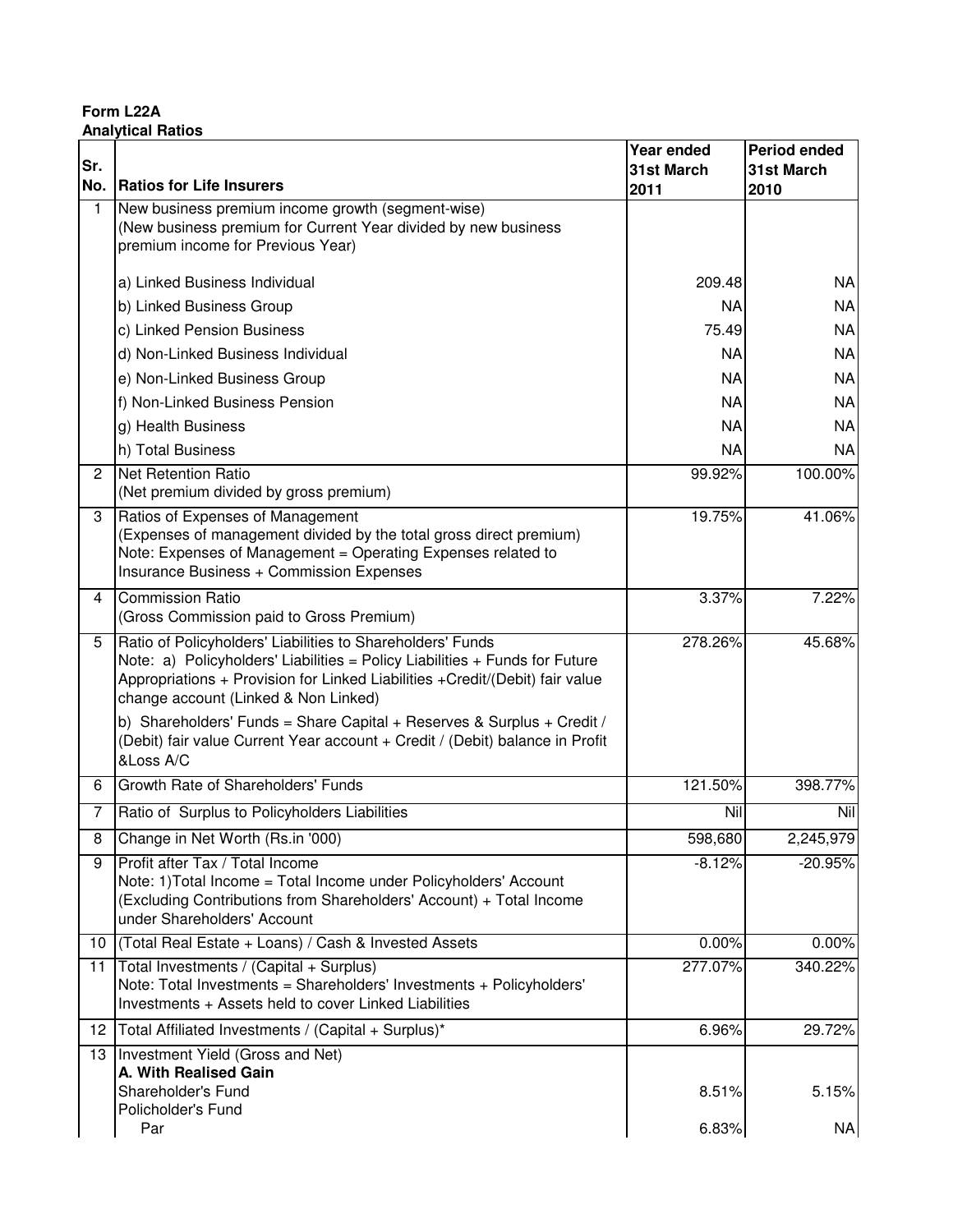**Form L22A**
**Analytical Ratios**

| Sr. No. | Ratios for Life Insurers | Year ended 31st March 2011 | Period ended 31st March 2010 |
|---|---|---|---|
| 1 | New business premium income growth (segment-wise)<br>(New business premium for Current Year divided by new business premium income for Previous Year) | | |
| | a) Linked Business Individual | 209.48 | NA |
| | b) Linked Business Group | NA | NA |
| | c) Linked Pension Business | 75.49 | NA |
| | d) Non-Linked Business Individual | NA | NA |
| | e) Non-Linked Business Group | NA | NA |
| | f) Non-Linked Business Pension | NA | NA |
| | g) Health Business | NA | NA |
| | h) Total Business | NA | NA |
| 2 | Net Retention Ratio<br>(Net premium divided by gross premium) | 99.92% | 100.00% |
| 3 | Ratios of Expenses of Management<br>(Expenses of management divided by the total gross direct premium)<br>Note: Expenses of Management = Operating Expenses related to Insurance Business + Commission Expenses | 19.75% | 41.06% |
| 4 | Commission Ratio<br>(Gross Commission paid to Gross Premium) | 3.37% | 7.22% |
| 5 | Ratio of Policyholders' Liabilities to Shareholders' Funds<br>Note: a) Policyholders' Liabilities = Policy Liabilities + Funds for Future Appropriations + Provision for Linked Liabilities +Credit/(Debit) fair value change account (Linked & Non Linked)<br>b) Shareholders' Funds = Share Capital + Reserves & Surplus + Credit / (Debit) fair value Current Year account + Credit / (Debit) balance in Profit &Loss A/C | 278.26% | 45.68% |
| 6 | Growth Rate of Shareholders' Funds | 121.50% | 398.77% |
| 7 | Ratio of Surplus to Policyholders Liabilities | Nil | Nil |
| 8 | Change in Net Worth (Rs.in '000) | 598,680 | 2,245,979 |
| 9 | Profit after Tax / Total Income<br>Note: 1)Total Income = Total Income under Policyholders' Account (Excluding Contributions from Shareholders' Account) + Total Income under Shareholders' Account | -8.12% | -20.95% |
| 10 | (Total Real Estate + Loans) / Cash & Invested Assets | 0.00% | 0.00% |
| 11 | Total Investments / (Capital + Surplus)<br>Note: Total Investments = Shareholders' Investments + Policyholders' Investments + Assets held to cover Linked Liabilities | 277.07% | 340.22% |
| 12 | Total Affiliated Investments / (Capital + Surplus)* | 6.96% | 29.72% |
| 13 | Investment Yield (Gross and Net)<br>**A. With Realised Gain** | | |
| | Shareholder's Fund | 8.51% | 5.15% |
| | Policholder's Fund | | |
| | Par | 6.83% | NA |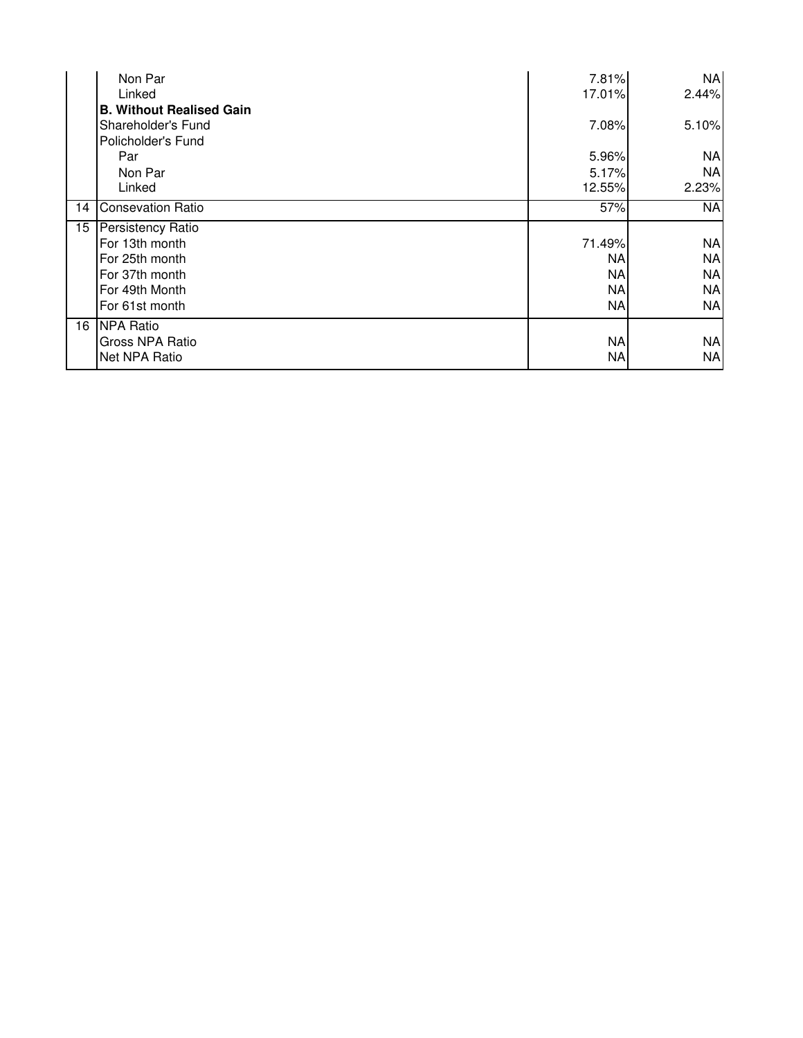| | | | |
|---|---|---|---|
| | Non Par | 7.81% | NA |
| | Linked | 17.01% | 2.44% |
| | **B. Without Realised Gain** | | |
| | Shareholder's Fund | 7.08% | 5.10% |
| | Policholder's Fund | | |
| | Par | 5.96% | NA |
| | Non Par | 5.17% | NA |
| | Linked | 12.55% | 2.23% |
| 14 | Consevation Ratio | 57% | NA |
| 15 | Persistency Ratio | | |
| | For 13th month | 71.49% | NA |
| | For 25th month | NA | NA |
| | For 37th month | NA | NA |
| | For 49th Month | NA | NA |
| | For 61st month | NA | NA |
| 16 | NPA Ratio | | |
| | Gross NPA Ratio | NA | NA |
| | Net NPA Ratio | NA | NA |